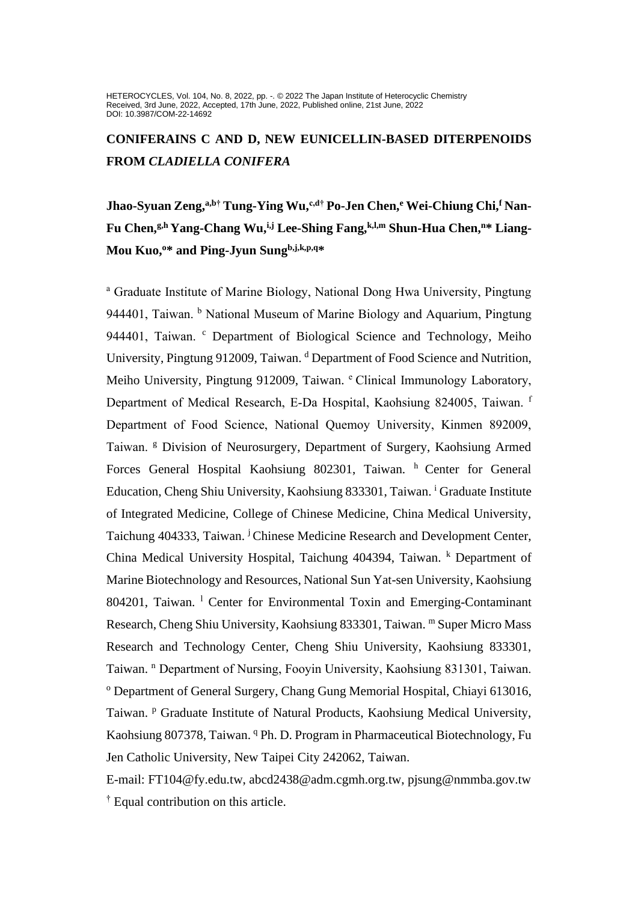HETEROCYCLES, Vol. 104, No. 8, 2022, pp. -. © 2022 The Japan Institute of Heterocyclic Chemistry
Received, 3rd June, 2022, Accepted, 17th June, 2022, Published online, 21st June, 2022
DOI: 10.3987/COM-22-14692

# CONIFERAINS C AND D, NEW EUNICELLIN-BASED DITERPENOIDS FROM *CLADIELLA CONIFERA*

**Jhao-Syuan Zeng,[a,b†] Tung-Ying Wu,[c,d†] Po-Jen Chen,[e] Wei-Chiung Chi,[f] Nan-Fu Chen,[g,h] Yang-Chang Wu,[i,j] Lee-Shing Fang,[k,l,m] Shun-Hua Chen,[n]* Liang-Mou Kuo,[o]* and Ping-Jyun Sung[b,j,k,p,q]***

[a] Graduate Institute of Marine Biology, National Dong Hwa University, Pingtung 944401, Taiwan. [b] National Museum of Marine Biology and Aquarium, Pingtung 944401, Taiwan. [c] Department of Biological Science and Technology, Meiho University, Pingtung 912009, Taiwan. [d] Department of Food Science and Nutrition, Meiho University, Pingtung 912009, Taiwan. [e] Clinical Immunology Laboratory, Department of Medical Research, E-Da Hospital, Kaohsiung 824005, Taiwan. [f] Department of Food Science, National Quemoy University, Kinmen 892009, Taiwan. [g] Division of Neurosurgery, Department of Surgery, Kaohsiung Armed Forces General Hospital Kaohsiung 802301, Taiwan. [h] Center for General Education, Cheng Shiu University, Kaohsiung 833301, Taiwan. [i] Graduate Institute of Integrated Medicine, College of Chinese Medicine, China Medical University, Taichung 404333, Taiwan. [j] Chinese Medicine Research and Development Center, China Medical University Hospital, Taichung 404394, Taiwan. [k] Department of Marine Biotechnology and Resources, National Sun Yat-sen University, Kaohsiung 804201, Taiwan. [l] Center for Environmental Toxin and Emerging-Contaminant Research, Cheng Shiu University, Kaohsiung 833301, Taiwan. [m] Super Micro Mass Research and Technology Center, Cheng Shiu University, Kaohsiung 833301, Taiwan. [n] Department of Nursing, Fooyin University, Kaohsiung 831301, Taiwan. [o] Department of General Surgery, Chang Gung Memorial Hospital, Chiayi 613016, Taiwan. [p] Graduate Institute of Natural Products, Kaohsiung Medical University, Kaohsiung 807378, Taiwan. [q] Ph. D. Program in Pharmaceutical Biotechnology, Fu Jen Catholic University, New Taipei City 242062, Taiwan.

E-mail: FT104@fy.edu.tw, abcd2438@adm.cgmh.org.tw, pjsung@nmmba.gov.tw

[†] Equal contribution on this article.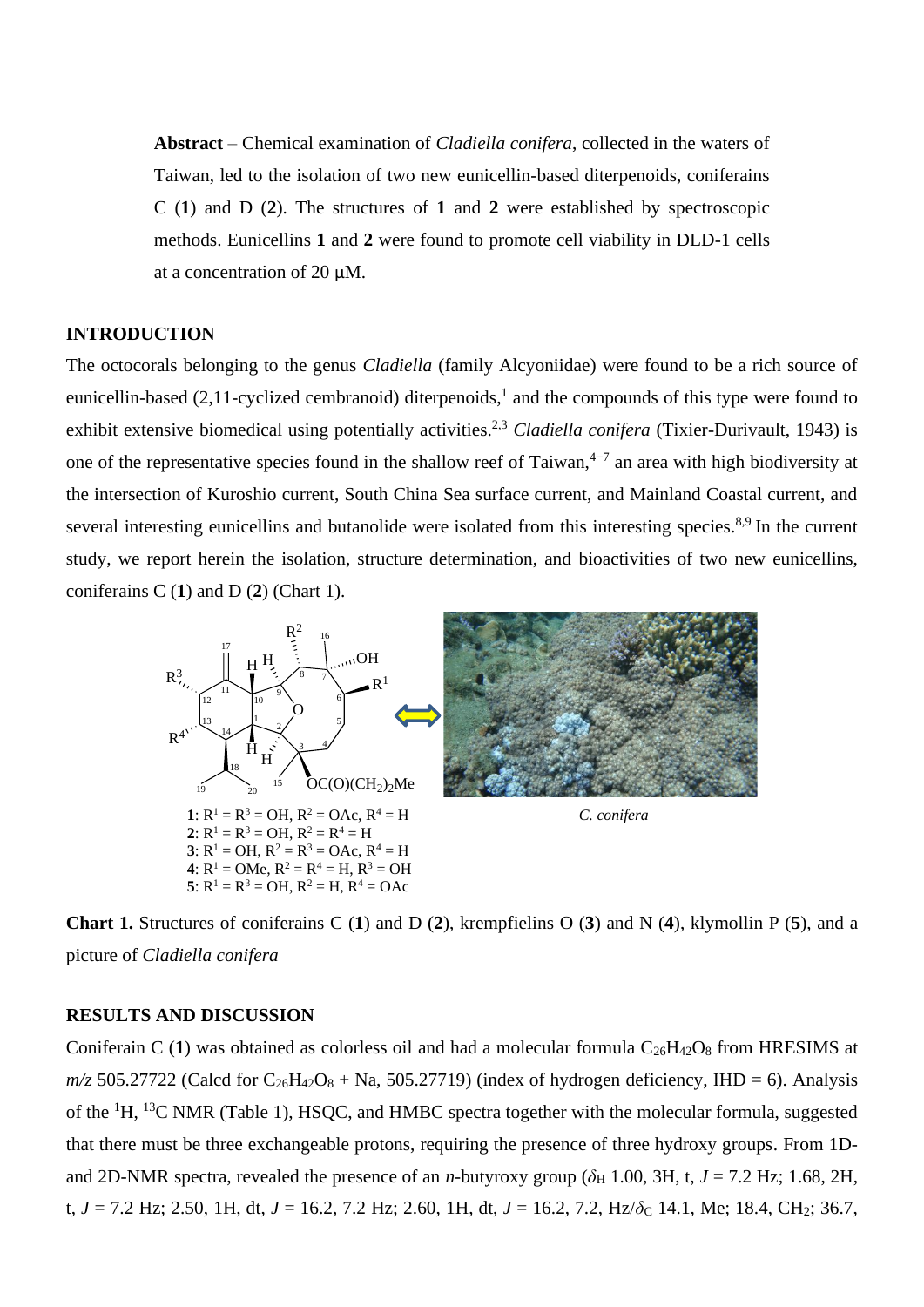**Abstract** – Chemical examination of *Cladiella conifera*, collected in the waters of Taiwan, led to the isolation of two new eunicellin-based diterpenoids, coniferains C (**1**) and D (**2**). The structures of **1** and **2** were established by spectroscopic methods. Eunicellins **1** and **2** were found to promote cell viability in DLD-1 cells at a concentration of 20 μM.

## INTRODUCTION

The octocorals belonging to the genus *Cladiella* (family Alcyoniidae) were found to be a rich source of eunicellin-based (2,11-cyclized cembranoid) diterpenoids,[1] and the compounds of this type were found to exhibit extensive biomedical using potentially activities.[2,3] *Cladiella conifera* (Tixier-Durivault, 1943) is one of the representative species found in the shallow reef of Taiwan,[4–7] an area with high biodiversity at the intersection of Kuroshio current, South China Sea surface current, and Mainland Coastal current, and several interesting eunicellins and butanolide were isolated from this interesting species.[8,9] In the current study, we report herein the isolation, structure determination, and bioactivities of two new eunicellins, coniferains C (**1**) and D (**2**) (Chart 1).

**1**: $R^1 = R^3 = OH$, $R^2 = OAc$, $R^4 = H$
**2**: $R^1 = R^3 = OH$, $R^2 = R^4 = H$
**3**: $R^1 = OH$, $R^2 = R^3 = OAc$, $R^4 = H$
**4**: $R^1 = OMe$, $R^2 = R^4 = H$, $R^3 = OH$
**5**: $R^1 = R^3 = OH$, $R^2 = H$, $R^4 = OAc$

*C. conifera*

**Chart 1.** Structures of coniferains C (**1**) and D (**2**), krempfielins O (**3**) and N (**4**), klymollin P (**5**), and a picture of *Cladiella conifera*

## RESULTS AND DISCUSSION

Coniferain C (**1**) was obtained as colorless oil and had a molecular formula $C_{26}H_{42}O_8$ from HRESIMS at *m/z* 505.27722 (Calcd for $C_{26}H_{42}O_8$ + Na, 505.27719) (index of hydrogen deficiency, IHD = 6). Analysis of the [1]H, [13]C NMR (Table 1), HSQC, and HMBC spectra together with the molecular formula, suggested that there must be three exchangeable protons, requiring the presence of three hydroxy groups. From 1D- and 2D-NMR spectra, revealed the presence of an *n*-butyroxy group ($\delta_H$ 1.00, 3H, t, *J* = 7.2 Hz; 1.68, 2H, t, *J* = 7.2 Hz; 2.50, 1H, dt, *J* = 16.2, 7.2 Hz; 2.60, 1H, dt, *J* = 16.2, 7.2, Hz/$\delta_C$ 14.1, Me; 18.4, $CH_2$; 36.7,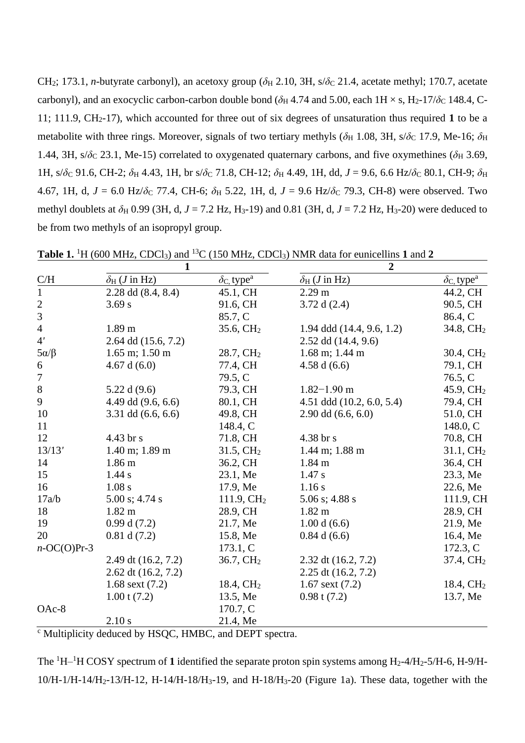$CH_2$; 173.1, *n*-butyrate carbonyl), an acetoxy group ($\delta_H$ 2.10, 3H, s/$\delta_C$ 21.4, acetate methyl; 170.7, acetate carbonyl), and an exocyclic carbon-carbon double bond ($\delta_H$ 4.74 and 5.00, each 1H × s, $H_2$-17/$\delta_C$ 148.4, C-11; 111.9, $CH_2$-17), which accounted for three out of six degrees of unsaturation thus required **1** to be a metabolite with three rings. Moreover, signals of two tertiary methyls ($\delta_H$ 1.08, 3H, s/$\delta_C$ 17.9, Me-16; $\delta_H$ 1.44, 3H, s/$\delta_C$ 23.1, Me-15) correlated to oxygenated quaternary carbons, and five oxymethines ($\delta_H$ 3.69, 1H, s/$\delta_C$ 91.6, CH-2; $\delta_H$ 4.43, 1H, br s/$\delta_C$ 71.8, CH-12; $\delta_H$ 4.49, 1H, dd, $J$ = 9.6, 6.6 Hz/$\delta_C$ 80.1, CH-9; $\delta_H$ 4.67, 1H, d, $J$ = 6.0 Hz/$\delta_C$ 77.4, CH-6; $\delta_H$ 5.22, 1H, d, $J$ = 9.6 Hz/$\delta_C$ 79.3, CH-8) were observed. Two methyl doublets at $\delta_H$ 0.99 (3H, d, $J$ = 7.2 Hz, $H_3$-19) and 0.81 (3H, d, $J$ = 7.2 Hz, $H_3$-20) were deduced to be from two methyls of an isopropyl group.

**Table 1.** $^1$H (600 MHz, $CDCl_3$) and $^{13}$C (150 MHz, $CDCl_3$) NMR data for eunicellins **1** and **2**

| | **1** | | **2** | |
|---|---|---|---|---|
| C/H | $\delta_H$ ($J$ in Hz) | $\delta_C$, type[a] | $\delta_H$ ($J$ in Hz) | $\delta_C$, type[a] |
| 1 | 2.28 dd (8.4, 8.4) | 45.1, CH | 2.29 m | 44.2, CH |
| 2 | 3.69 s | 91.6, CH | 3.72 d (2.4) | 90.5, CH |
| 3 | | 85.7, C | | 86.4, C |
| 4 | 1.89 m | 35.6, $CH_2$ | 1.94 ddd (14.4, 9.6, 1.2) | 34.8, $CH_2$ |
| 4′ | 2.64 dd (15.6, 7.2) | | 2.52 dd (14.4, 9.6) | |
| 5α/β | 1.65 m; 1.50 m | 28.7, $CH_2$ | 1.68 m; 1.44 m | 30.4, $CH_2$ |
| 6 | 4.67 d (6.0) | 77.4, CH | 4.58 d (6.6) | 79.1, CH |
| 7 | | 79.5, C | | 76.5, C |
| 8 | 5.22 d (9.6) | 79.3, CH | 1.82−1.90 m | 45.9, $CH_2$ |
| 9 | 4.49 dd (9.6, 6.6) | 80.1, CH | 4.51 ddd (10.2, 6.0, 5.4) | 79.4, CH |
| 10 | 3.31 dd (6.6, 6.6) | 49.8, CH | 2.90 dd (6.6, 6.0) | 51.0, CH |
| 11 | | 148.4, C | | 148.0, C |
| 12 | 4.43 br s | 71.8, CH | 4.38 br s | 70.8, CH |
| 13/13′ | 1.40 m; 1.89 m | 31.5, $CH_2$ | 1.44 m; 1.88 m | 31.1, $CH_2$ |
| 14 | 1.86 m | 36.2, CH | 1.84 m | 36.4, CH |
| 15 | 1.44 s | 23.1, Me | 1.47 s | 23.3, Me |
| 16 | 1.08 s | 17.9, Me | 1.16 s | 22.6, Me |
| 17a/b | 5.00 s; 4.74 s | 111.9, $CH_2$ | 5.06 s; 4.88 s | 111.9, CH |
| 18 | 1.82 m | 28.9, CH | 1.82 m | 28.9, CH |
| 19 | 0.99 d (7.2) | 21.7, Me | 1.00 d (6.6) | 21.9, Me |
| 20 | 0.81 d (7.2) | 15.8, Me | 0.84 d (6.6) | 16.4, Me |
| *n*-OC(O)Pr-3 | | 173.1, C | | 172.3, C |
| | 2.49 dt (16.2, 7.2) | 36.7, $CH_2$ | 2.32 dt (16.2, 7.2) | 37.4, $CH_2$ |
| | 2.62 dt (16.2, 7.2) | | 2.25 dt (16.2, 7.2) | |
| | 1.68 sext (7.2) | 18.4, $CH_2$ | 1.67 sext (7.2) | 18.4, $CH_2$ |
| | 1.00 t (7.2) | 13.5, Me | 0.98 t (7.2) | 13.7, Me |
| OAc-8 | | 170.7, C | | |
| | 2.10 s | 21.4, Me | | |

[c] Multiplicity deduced by HSQC, HMBC, and DEPT spectra.

The $^1$H–$^1$H COSY spectrum of **1** identified the separate proton spin systems among $H_2$-4/$H_2$-5/H-6, H-9/H-10/H-1/H-14/$H_2$-13/H-12, H-14/H-18/$H_3$-19, and H-18/$H_3$-20 (Figure 1a). These data, together with the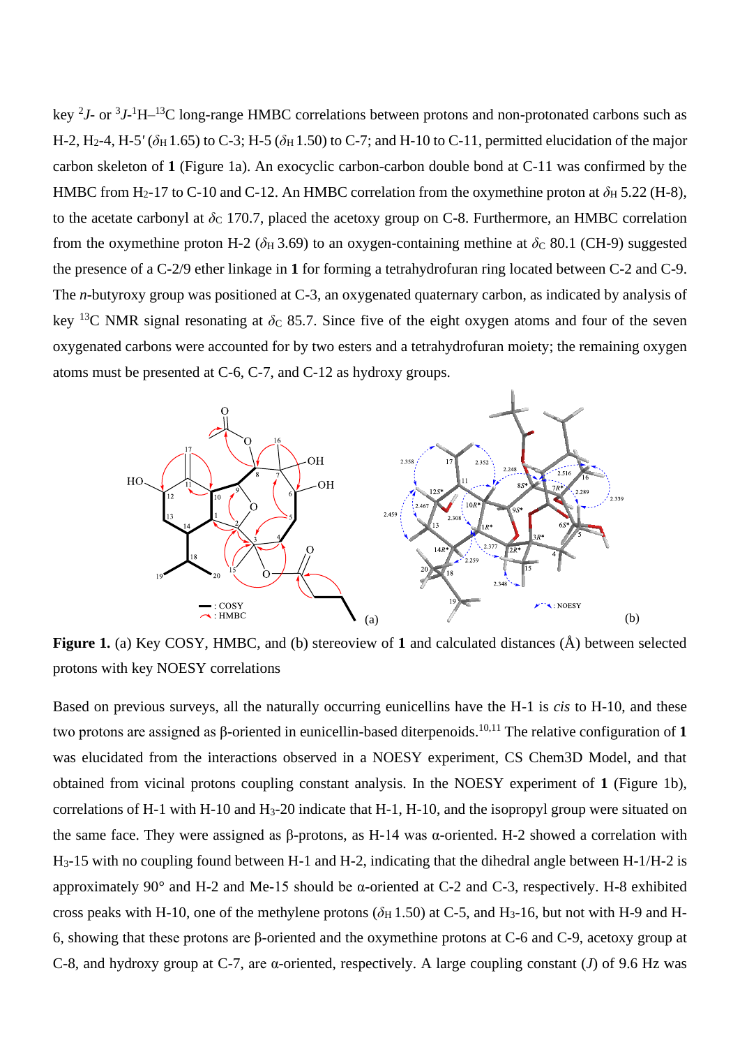key $^2J$- or $^3J$-$^1$H–$^{13}$C long-range HMBC correlations between protons and non-protonated carbons such as H-2, H$_2$-4, H-5′ ($\delta_H$ 1.65) to C-3; H-5 ($\delta_H$ 1.50) to C-7; and H-10 to C-11, permitted elucidation of the major carbon skeleton of **1** (Figure 1a). An exocyclic carbon-carbon double bond at C-11 was confirmed by the HMBC from H$_2$-17 to C-10 and C-12. An HMBC correlation from the oxymethine proton at $\delta_H$ 5.22 (H-8), to the acetate carbonyl at $\delta_C$ 170.7, placed the acetoxy group on C-8. Furthermore, an HMBC correlation from the oxymethine proton H-2 ($\delta_H$ 3.69) to an oxygen-containing methine at $\delta_C$ 80.1 (CH-9) suggested the presence of a C-2/9 ether linkage in **1** for forming a tetrahydrofuran ring located between C-2 and C-9. The *n*-butyroxy group was positioned at C-3, an oxygenated quaternary carbon, as indicated by analysis of key $^{13}$C NMR signal resonating at $\delta_C$ 85.7. Since five of the eight oxygen atoms and four of the seven oxygenated carbons were accounted for by two esters and a tetrahydrofuran moiety; the remaining oxygen atoms must be presented at C-6, C-7, and C-12 as hydroxy groups.

**Figure 1.** (a) Key COSY, HMBC, and (b) stereoview of **1** and calculated distances (Å) between selected protons with key NOESY correlations

Based on previous surveys, all the naturally occurring eunicellins have the H-1 is *cis* to H-10, and these two protons are assigned as β-oriented in eunicellin-based diterpenoids.[10,11] The relative configuration of **1** was elucidated from the interactions observed in a NOESY experiment, CS Chem3D Model, and that obtained from vicinal protons coupling constant analysis. In the NOESY experiment of **1** (Figure 1b), correlations of H-1 with H-10 and H$_3$-20 indicate that H-1, H-10, and the isopropyl group were situated on the same face. They were assigned as β-protons, as H-14 was α-oriented. H-2 showed a correlation with H$_3$-15 with no coupling found between H-1 and H-2, indicating that the dihedral angle between H-1/H-2 is approximately 90° and H-2 and Me-15 should be α-oriented at C-2 and C-3, respectively. H-8 exhibited cross peaks with H-10, one of the methylene protons ($\delta_H$ 1.50) at C-5, and H$_3$-16, but not with H-9 and H-6, showing that these protons are β-oriented and the oxymethine protons at C-6 and C-9, acetoxy group at C-8, and hydroxy group at C-7, are α-oriented, respectively. A large coupling constant ($J$) of 9.6 Hz was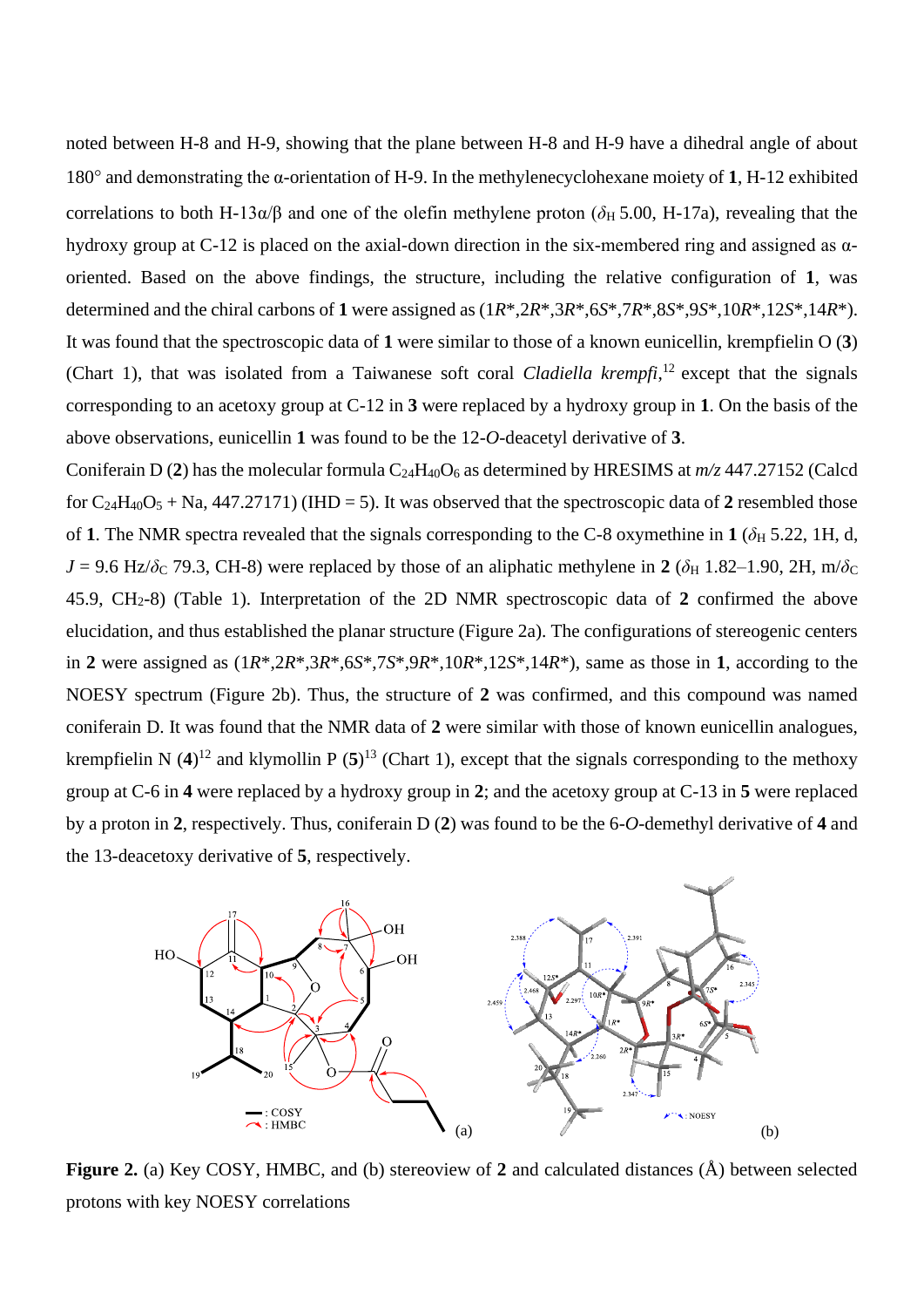noted between H-8 and H-9, showing that the plane between H-8 and H-9 have a dihedral angle of about 180° and demonstrating the α-orientation of H-9. In the methylenecyclohexane moiety of **1**, H-12 exhibited correlations to both H-13α/β and one of the olefin methylene proton ($\delta_H$ 5.00, H-17a), revealing that the hydroxy group at C-12 is placed on the axial-down direction in the six-membered ring and assigned as α-oriented. Based on the above findings, the structure, including the relative configuration of **1**, was determined and the chiral carbons of **1** were assigned as (1*R**,2*R**,3*R**,6*S**,7*R**,8*S**,9*S**,10*R**,12*S**,14*R**). It was found that the spectroscopic data of **1** were similar to those of a known eunicellin, krempfielin O (**3**) (Chart 1), that was isolated from a Taiwanese soft coral *Cladiella krempfi*,[12] except that the signals corresponding to an acetoxy group at C-12 in **3** were replaced by a hydroxy group in **1**. On the basis of the above observations, eunicellin **1** was found to be the 12-*O*-deacetyl derivative of **3**.

Coniferain D (**2**) has the molecular formula $C_{24}H_{40}O_6$ as determined by HRESIMS at *m/z* 447.27152 (Calcd for $C_{24}H_{40}O_5$ + Na, 447.27171) (IHD = 5). It was observed that the spectroscopic data of **2** resembled those of **1**. The NMR spectra revealed that the signals corresponding to the C-8 oxymethine in **1** ($\delta_H$ 5.22, 1H, d, $J$ = 9.6 Hz/$\delta_C$ 79.3, CH-8) were replaced by those of an aliphatic methylene in **2** ($\delta_H$ 1.82–1.90, 2H, m/$\delta_C$ 45.9, $CH_2$-8) (Table 1). Interpretation of the 2D NMR spectroscopic data of **2** confirmed the above elucidation, and thus established the planar structure (Figure 2a). The configurations of stereogenic centers in **2** were assigned as (1*R**,2*R**,3*R**,6*S**,7*S**,9*R**,10*R**,12*S**,14*R**), same as those in **1**, according to the NOESY spectrum (Figure 2b). Thus, the structure of **2** was confirmed, and this compound was named coniferain D. It was found that the NMR data of **2** were similar with those of known eunicellin analogues, krempfielin N (**4**)[12] and klymollin P (**5**)[13] (Chart 1), except that the signals corresponding to the methoxy group at C-6 in **4** were replaced by a hydroxy group in **2**; and the acetoxy group at C-13 in **5** were replaced by a proton in **2**, respectively. Thus, coniferain D (**2**) was found to be the 6-*O*-demethyl derivative of **4** and the 13-deacetoxy derivative of **5**, respectively.

**Figure 2.** (a) Key COSY, HMBC, and (b) stereoview of **2** and calculated distances (Å) between selected protons with key NOESY correlations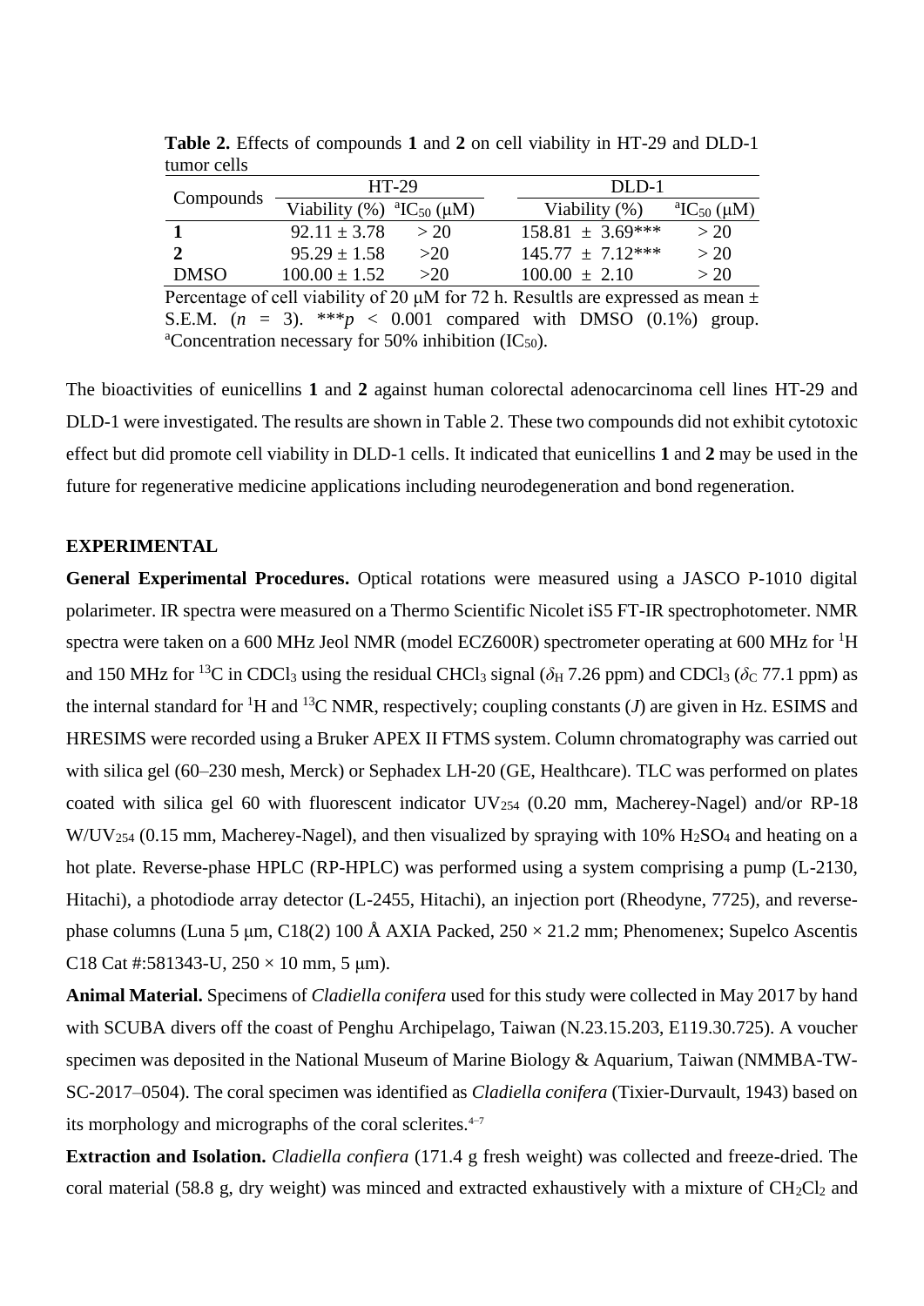**Table 2.** Effects of compounds **1** and **2** on cell viability in HT-29 and DLD-1 tumor cells

| Compounds | HT-29 | | DLD-1 | |
|---|---|---|---|---|
| | Viability (%) | $^{a}IC_{50}$ (μM) | Viability (%) | $^{a}IC_{50}$ (μM) |
| **1** | 92.11 ± 3.78 | > 20 | 158.81 ± 3.69*** | > 20 |
| **2** | 95.29 ± 1.58 | >20 | 145.77 ± 7.12*** | > 20 |
| DMSO | 100.00 ± 1.52 | >20 | 100.00 ± 2.10 | > 20 |

Percentage of cell viability of 20 μM for 72 h. Resultls are expressed as mean ± S.E.M. ($n$ = 3). ***$p$ < 0.001 compared with DMSO (0.1%) group. [a]Concentration necessary for 50% inhibition ($IC_{50}$).

The bioactivities of eunicellins **1** and **2** against human colorectal adenocarcinoma cell lines HT-29 and DLD-1 were investigated. The results are shown in Table 2. These two compounds did not exhibit cytotoxic effect but did promote cell viability in DLD-1 cells. It indicated that eunicellins **1** and **2** may be used in the future for regenerative medicine applications including neurodegeneration and bond regeneration.

## EXPERIMENTAL

**General Experimental Procedures.** Optical rotations were measured using a JASCO P-1010 digital polarimeter. IR spectra were measured on a Thermo Scientific Nicolet iS5 FT-IR spectrophotometer. NMR spectra were taken on a 600 MHz Jeol NMR (model ECZ600R) spectrometer operating at 600 MHz for $^{1}H$ and 150 MHz for $^{13}C$ in $CDCl_3$ using the residual $CHCl_3$ signal ($\delta_H$ 7.26 ppm) and $CDCl_3$ ($\delta_C$ 77.1 ppm) as the internal standard for $^{1}H$ and $^{13}C$ NMR, respectively; coupling constants ($J$) are given in Hz. ESIMS and HRESIMS were recorded using a Bruker APEX II FTMS system. Column chromatography was carried out with silica gel (60–230 mesh, Merck) or Sephadex LH-20 (GE, Healthcare). TLC was performed on plates coated with silica gel 60 with fluorescent indicator $UV_{254}$ (0.20 mm, Macherey-Nagel) and/or RP-18 W/$UV_{254}$ (0.15 mm, Macherey-Nagel), and then visualized by spraying with 10% $H_2SO_4$ and heating on a hot plate. Reverse-phase HPLC (RP-HPLC) was performed using a system comprising a pump (L-2130, Hitachi), a photodiode array detector (L-2455, Hitachi), an injection port (Rheodyne, 7725), and reverse-phase columns (Luna 5 μm, C18(2) 100 Å AXIA Packed, 250 × 21.2 mm; Phenomenex; Supelco Ascentis C18 Cat #:581343-U, 250 × 10 mm, 5 μm).

**Animal Material.** Specimens of *Cladiella conifera* used for this study were collected in May 2017 by hand with SCUBA divers off the coast of Penghu Archipelago, Taiwan (N.23.15.203, E119.30.725). A voucher specimen was deposited in the National Museum of Marine Biology & Aquarium, Taiwan (NMMBA-TW-SC-2017–0504). The coral specimen was identified as *Cladiella conifera* (Tixier-Durvault, 1943) based on its morphology and micrographs of the coral sclerites.[4–7]

**Extraction and Isolation.** *Cladiella confiera* (171.4 g fresh weight) was collected and freeze-dried. The coral material (58.8 g, dry weight) was minced and extracted exhaustively with a mixture of $CH_2Cl_2$ and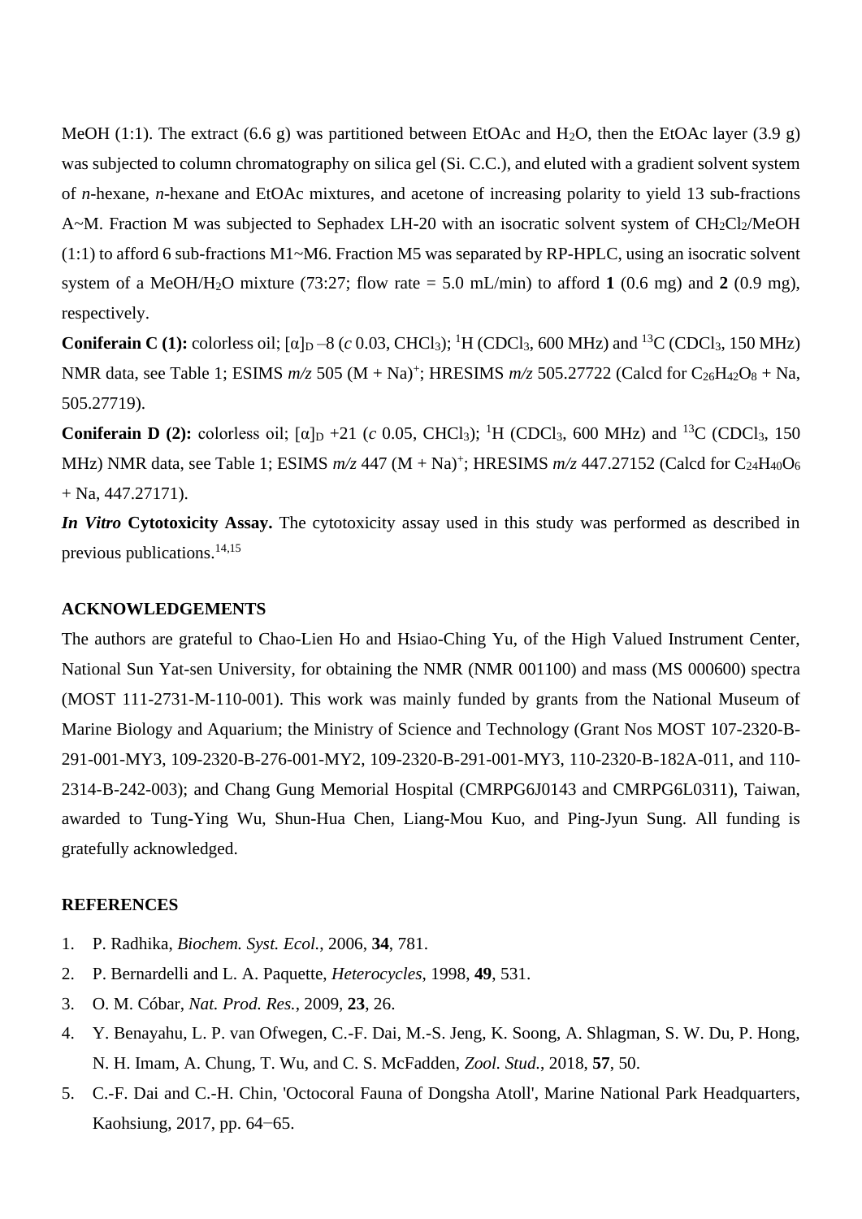MeOH (1:1). The extract (6.6 g) was partitioned between EtOAc and $H_2O$, then the EtOAc layer (3.9 g) was subjected to column chromatography on silica gel (Si. C.C.), and eluted with a gradient solvent system of *n*-hexane, *n*-hexane and EtOAc mixtures, and acetone of increasing polarity to yield 13 sub-fractions A~M. Fraction M was subjected to Sephadex LH-20 with an isocratic solvent system of $CH_2Cl_2$/MeOH (1:1) to afford 6 sub-fractions M1~M6. Fraction M5 was separated by RP-HPLC, using an isocratic solvent system of a MeOH/$H_2O$ mixture (73:27; flow rate = 5.0 mL/min) to afford **1** (0.6 mg) and **2** (0.9 mg), respectively.

**Coniferain C (1):** colorless oil; $[\alpha]_D$ –8 (*c* 0.03, $CHCl_3$); $^1H$ ($CDCl_3$, 600 MHz) and $^{13}C$ ($CDCl_3$, 150 MHz) NMR data, see Table 1; ESIMS *m/z* 505 $(M + Na)^+$; HRESIMS *m/z* 505.27722 (Calcd for $C_{26}H_{42}O_8$ + Na, 505.27719).

**Coniferain D (2):** colorless oil; $[\alpha]_D$ +21 (*c* 0.05, $CHCl_3$); $^1H$ ($CDCl_3$, 600 MHz) and $^{13}C$ ($CDCl_3$, 150 MHz) NMR data, see Table 1; ESIMS *m/z* 447 $(M + Na)^+$; HRESIMS *m/z* 447.27152 (Calcd for $C_{24}H_{40}O_6$ + Na, 447.27171).

***In Vitro* Cytotoxicity Assay.** The cytotoxicity assay used in this study was performed as described in previous publications.[14,15]

## ACKNOWLEDGEMENTS

The authors are grateful to Chao-Lien Ho and Hsiao-Ching Yu, of the High Valued Instrument Center, National Sun Yat-sen University, for obtaining the NMR (NMR 001100) and mass (MS 000600) spectra (MOST 111-2731-M-110-001). This work was mainly funded by grants from the National Museum of Marine Biology and Aquarium; the Ministry of Science and Technology (Grant Nos MOST 107-2320-B-291-001-MY3, 109-2320-B-276-001-MY2, 109-2320-B-291-001-MY3, 110-2320-B-182A-011, and 110-2314-B-242-003); and Chang Gung Memorial Hospital (CMRPG6J0143 and CMRPG6L0311), Taiwan, awarded to Tung-Ying Wu, Shun-Hua Chen, Liang-Mou Kuo, and Ping-Jyun Sung. All funding is gratefully acknowledged.

## REFERENCES

1. P. Radhika, *Biochem. Syst. Ecol.*, 2006, **34**, 781.
2. P. Bernardelli and L. A. Paquette, *Heterocycles*, 1998, **49**, 531.
3. O. M. Cóbar, *Nat. Prod. Res.*, 2009, **23**, 26.
4. Y. Benayahu, L. P. van Ofwegen, C.-F. Dai, M.-S. Jeng, K. Soong, A. Shlagman, S. W. Du, P. Hong, N. H. Imam, A. Chung, T. Wu, and C. S. McFadden, *Zool. Stud.*, 2018, **57**, 50.
5. C.-F. Dai and C.-H. Chin, 'Octocoral Fauna of Dongsha Atoll', Marine National Park Headquarters, Kaohsiung, 2017, pp. 64−65.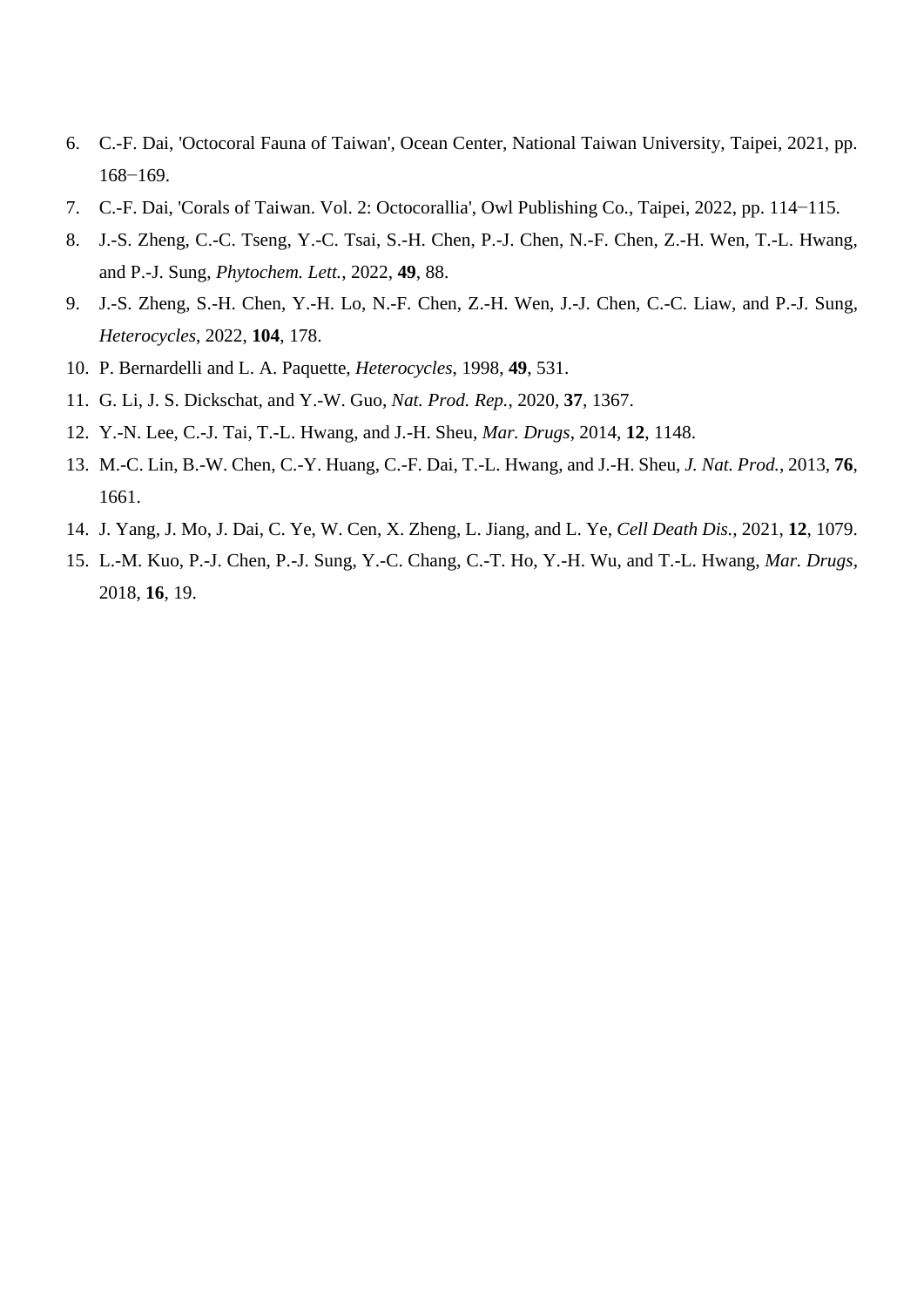6. C.-F. Dai, 'Octocoral Fauna of Taiwan', Ocean Center, National Taiwan University, Taipei, 2021, pp. 168−169.
7. C.-F. Dai, 'Corals of Taiwan. Vol. 2: Octocorallia', Owl Publishing Co., Taipei, 2022, pp. 114−115.
8. J.-S. Zheng, C.-C. Tseng, Y.-C. Tsai, S.-H. Chen, P.-J. Chen, N.-F. Chen, Z.-H. Wen, T.-L. Hwang, and P.-J. Sung, *Phytochem. Lett.*, 2022, **49**, 88.
9. J.-S. Zheng, S.-H. Chen, Y.-H. Lo, N.-F. Chen, Z.-H. Wen, J.-J. Chen, C.-C. Liaw, and P.-J. Sung, *Heterocycles*, 2022, **104**, 178.
10. P. Bernardelli and L. A. Paquette, *Heterocycles*, 1998, **49**, 531.
11. G. Li, J. S. Dickschat, and Y.-W. Guo, *Nat. Prod. Rep.*, 2020, **37**, 1367.
12. Y.-N. Lee, C.-J. Tai, T.-L. Hwang, and J.-H. Sheu, *Mar. Drugs*, 2014, **12**, 1148.
13. M.-C. Lin, B.-W. Chen, C.-Y. Huang, C.-F. Dai, T.-L. Hwang, and J.-H. Sheu, *J. Nat. Prod.*, 2013, **76**, 1661.
14. J. Yang, J. Mo, J. Dai, C. Ye, W. Cen, X. Zheng, L. Jiang, and L. Ye, *Cell Death Dis.*, 2021, **12**, 1079.
15. L.-M. Kuo, P.-J. Chen, P.-J. Sung, Y.-C. Chang, C.-T. Ho, Y.-H. Wu, and T.-L. Hwang, *Mar. Drugs*, 2018, **16**, 19.